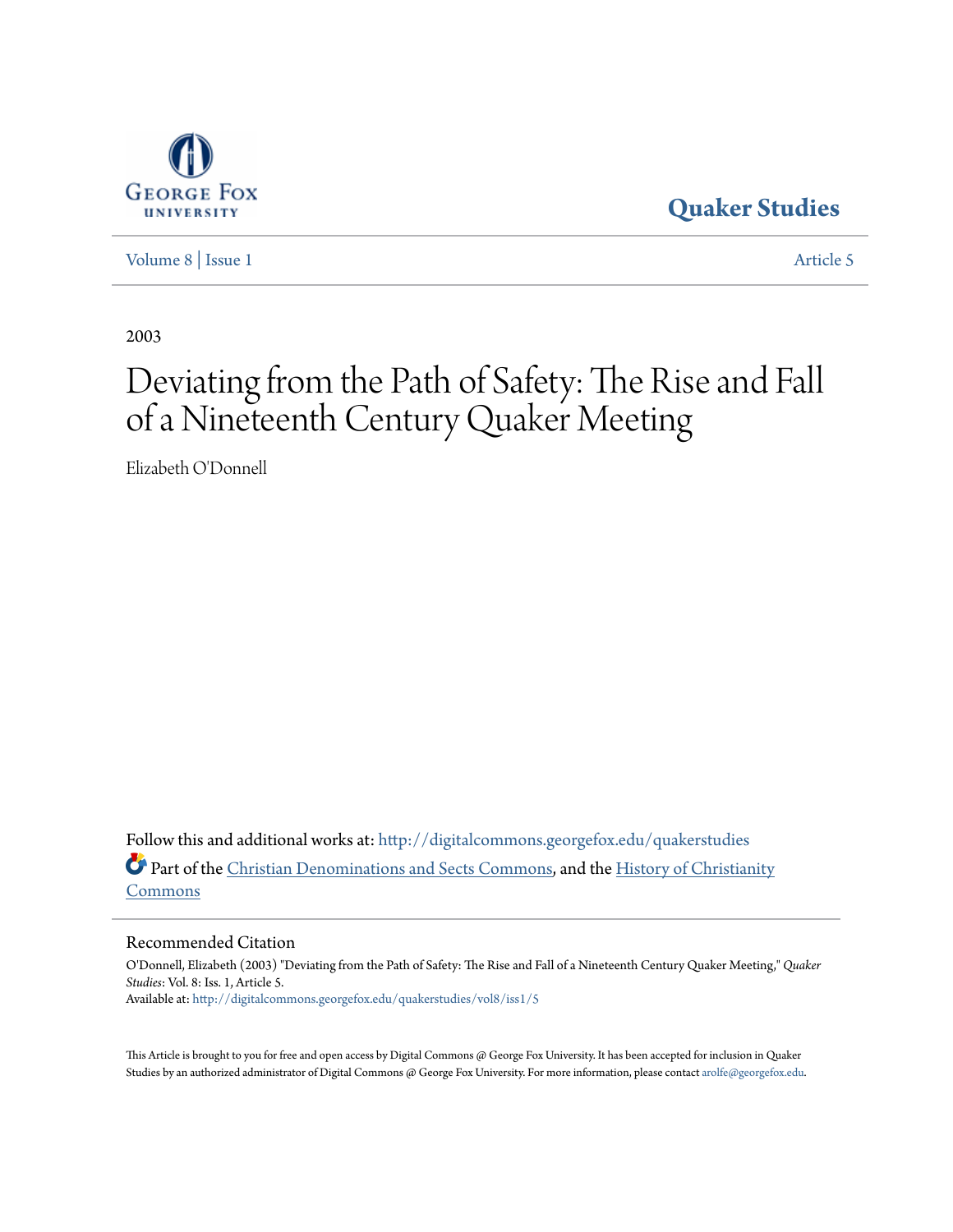George Fox University

**Quaker Studies**

Volume 8 | Issue 1 Article 5

2003

# Deviating from the Path of Safety: The Rise and Fall of a Nineteenth Century Quaker Meeting

Elizabeth O'Donnell

Follow this and additional works at: http://digitalcommons.georgefox.edu/quakerstudies

Part of the Christian Denominations and Sects Commons, and the History of Christianity Commons

## Recommended Citation

O'Donnell, Elizabeth (2003) "Deviating from the Path of Safety: The Rise and Fall of a Nineteenth Century Quaker Meeting," *Quaker Studies*: Vol. 8: Iss. 1, Article 5.
Available at: http://digitalcommons.georgefox.edu/quakerstudies/vol8/iss1/5

This Article is brought to you for free and open access by Digital Commons @ George Fox University. It has been accepted for inclusion in Quaker Studies by an authorized administrator of Digital Commons @ George Fox University. For more information, please contact arolfe@georgefox.edu.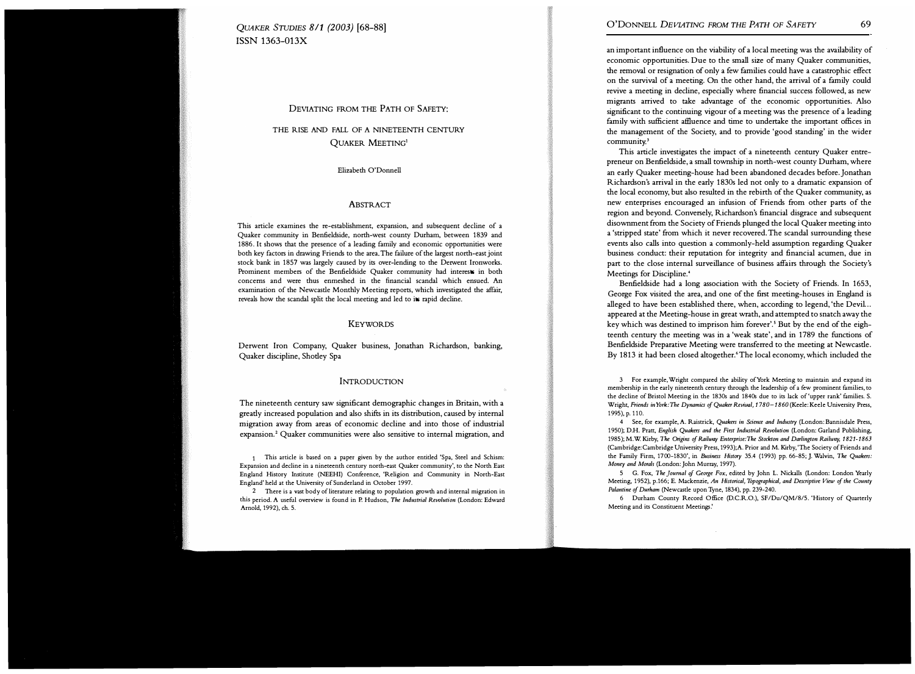ISSN 1363-013X

# Deviating from the Path of Safety: The Rise and Fall of a Nineteenth Century Quaker Meeting[1]

Elizabeth O'Donnell

## Abstract

This article examines the re-establishment, expansion, and subsequent decline of a Quaker community in Benfieldside, north-west county Durham, between 1839 and 1886. It shows that the presence of a leading family and economic opportunities were both key factors in drawing Friends to the area. The failure of the largest north-east joint stock bank in 1857 was largely caused by its over-lending to the Derwent Ironworks. Prominent members of the Benfieldside Quaker community had interests in both concerns and were thus enmeshed in the financial scandal which ensued. An examination of the Newcastle Monthly Meeting reports, which investigated the affair, reveals how the scandal split the local meeting and led to its rapid decline.

## Keywords

Derwent Iron Company, Quaker business, Jonathan Richardson, banking, Quaker discipline, Shotley Spa

## Introduction

The nineteenth century saw significant demographic changes in Britain, with a greatly increased population and also shifts in its distribution, caused by internal migration away from areas of economic decline and into those of industrial expansion.[2] Quaker communities were also sensitive to internal migration, and an important influence on the viability of a local meeting was the availability of economic opportunities. Due to the small size of many Quaker communities, the removal or resignation of only a few families could have a catastrophic effect on the survival of a meeting. On the other hand, the arrival of a family could revive a meeting in decline, especially where financial success followed, as new migrants arrived to take advantage of the economic opportunities. Also significant to the continuing vigour of a meeting was the presence of a leading family with sufficient affluence and time to undertake the important offices in the management of the Society, and to provide 'good standing' in the wider community.[3]

This article investigates the impact of a nineteenth century Quaker entrepreneur on Benfieldside, a small township in north-west county Durham, where an early Quaker meeting-house had been abandoned decades before. Jonathan Richardson's arrival in the early 1830s led not only to a dramatic expansion of the local economy, but also resulted in the rebirth of the Quaker community, as new enterprises encouraged an infusion of Friends from other parts of the region and beyond. Conversely, Richardson's financial disgrace and subsequent disownment from the Society of Friends plunged the local Quaker meeting into a 'stripped state' from which it never recovered. The scandal surrounding these events also calls into question a commonly-held assumption regarding Quaker business conduct: their reputation for integrity and financial acumen, due in part to the close internal surveillance of business affairs through the Society's Meetings for Discipline.[4]

Benfieldside had a long association with the Society of Friends. In 1653, George Fox visited the area, and one of the first meeting-houses in England is alleged to have been established there, when, according to legend, 'the Devil... appeared at the Meeting-house in great wrath, and attempted to snatch away the key which was destined to imprison him forever'.[5] But by the end of the eighteenth century the meeting was in a 'weak state', and in 1789 the functions of Benfieldside Preparative Meeting were transferred to the meeting at Newcastle. By 1813 it had been closed altogether.[6] The local economy, which included the

---

1 This article is based on a paper given by the author entitled 'Spa, Steel and Schism: Expansion and decline in a nineteenth century north-east Quaker community', to the North East England History Institute (NEEHI) Conference, 'Religion and Community in North-East England' held at the University of Sunderland in October 1997.

2 There is a vast body of literature relating to population growth and internal migration in this period. A useful overview is found in P. Hudson, *The Industrial Revolution* (London: Edward Arnold, 1992), ch. 5.

3 For example, Wright compared the ability of York Meeting to maintain and expand its membership in the early nineteenth century through the leadership of a few prominent families, to the decline of Bristol Meeting in the 1830s and 1840s due to its lack of 'upper rank' families. S. Wright, *Friends in York: The Dynamics of Quaker Revival, 1780–1860* (Keele: Keele University Press, 1995), p. 110.

4 See, for example, A. Raistrick, *Quakers in Science and Industry* (London: Bannisdale Press, 1950); D.H. Pratt, *English Quakers and the First Industrial Revolution* (London: Garland Publishing, 1985); M.W. Kirby, *The Origins of Railway Enterprise: The Stockton and Darlington Railway, 1821-1863* (Cambridge: Cambridge University Press, 1993); A. Prior and M. Kirby, 'The Society of Friends and the Family Firm, 1700-1830', in *Business History* 35.4 (1993) pp. 66-85; J. Walvin, *The Quakers: Money and Morals* (London: John Murray, 1997).

5 G. Fox, *The Journal of George Fox*, edited by John L. Nickalls (London: London Yearly Meeting, 1952), p.166; E. Mackenzie, *An Historical, Topographical, and Descriptive View of the County Palantine of Durham* (Newcastle upon Tyne, 1834), pp. 239-240.

6 Durham County Record Office (D.C.R.O.), SF/Du/QM/8/5. 'History of Quarterly Meeting and its Constituent Meetings.'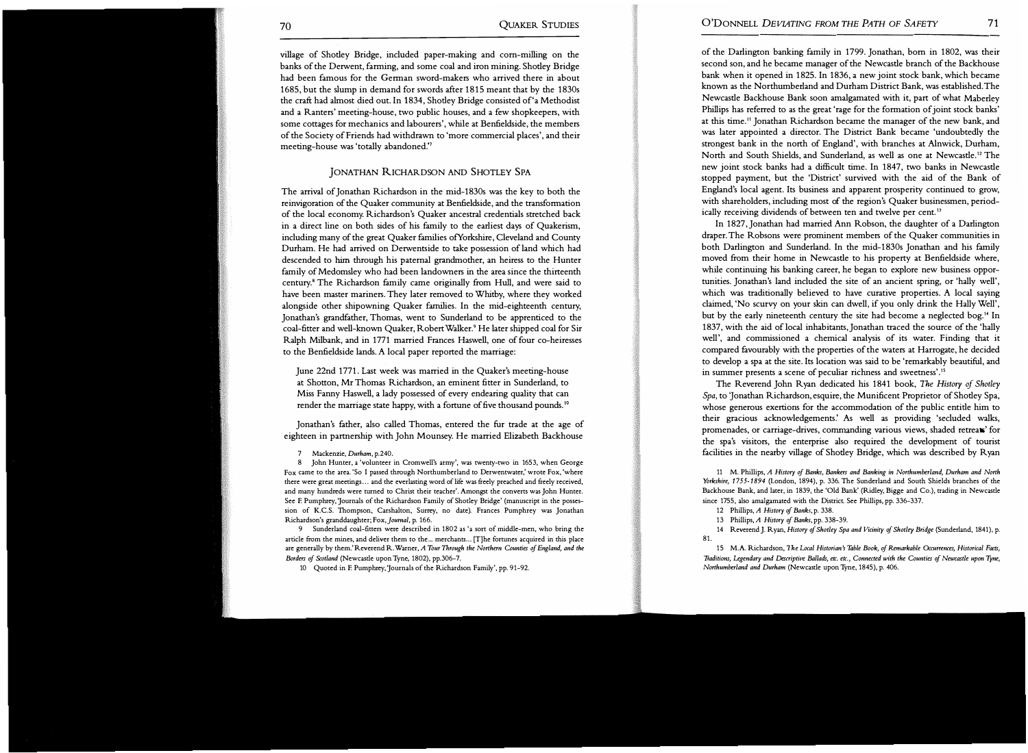village of Shotley Bridge, included paper-making and corn-milling on the banks of the Derwent, farming, and some coal and iron mining. Shotley Bridge had been famous for the German sword-makers who arrived there in about 1685, but the slump in demand for swords after 1815 meant that by the 1830s the craft had almost died out. In 1834, Shotley Bridge consisted of 'a Methodist and a Ranters' meeting-house, two public houses, and a few shopkeepers, with some cottages for mechanics and labourers', while at Benfieldside, the members of the Society of Friends had withdrawn to 'more commercial places', and their meeting-house was 'totally abandoned.'[7]

## Jonathan Richardson and Shotley Spa

The arrival of Jonathan Richardson in the mid-1830s was the key to both the reinvigoration of the Quaker community at Benfieldside, and the transformation of the local economy. Richardson's Quaker ancestral credentials stretched back in a direct line on both sides of his family to the earliest days of Quakerism, including many of the great Quaker families of Yorkshire, Cleveland and County Durham. He had arrived on Derwentside to take possession of land which had descended to him through his paternal grandmother, an heiress to the Hunter family of Medomsley who had been landowners in the area since the thirteenth century.[8] The Richardson family came originally from Hull, and were said to have been master mariners. They later removed to Whitby, where they worked alongside other shipowning Quaker families. In the mid-eighteenth century, Jonathan's grandfather, Thomas, went to Sunderland to be apprenticed to the coal-fitter and well-known Quaker, Robert Walker.[9] He later shipped coal for Sir Ralph Milbank, and in 1771 married Frances Haswell, one of four co-heiresses to the Benfieldside lands. A local paper reported the marriage:

> June 22nd 1771. Last week was married in the Quaker's meeting-house at Shotton, Mr Thomas Richardson, an eminent fitter in Sunderland, to Miss Fanny Haswell, a lady possessed of every endearing quality that can render the marriage state happy, with a fortune of five thousand pounds.[10]

Jonathan's father, also called Thomas, entered the fur trade at the age of eighteen in partnership with John Mounsey. He married Elizabeth Backhouse of the Darlington banking family in 1799. Jonathan, born in 1802, was their second son, and he became manager of the Newcastle branch of the Backhouse bank when it opened in 1825. In 1836, a new joint stock bank, which became known as the Northumberland and Durham District Bank, was established. The Newcastle Backhouse Bank soon amalgamated with it, part of what Maberley Phillips has referred to as the great 'rage for the formation of joint stock banks' at this time.[11] Jonathan Richardson became the manager of the new bank, and was later appointed a director. The District Bank became 'undoubtedly the strongest bank in the north of England', with branches at Alnwick, Durham, North and South Shields, and Sunderland, as well as one at Newcastle.[12] The new joint stock banks had a difficult time. In 1847, two banks in Newcastle stopped payment, but the 'District' survived with the aid of the Bank of England's local agent. Its business and apparent prosperity continued to grow, with shareholders, including most of the region's Quaker businessmen, periodically receiving dividends of between ten and twelve per cent.[13]

In 1827, Jonathan had married Ann Robson, the daughter of a Darlington draper. The Robsons were prominent members of the Quaker communities in both Darlington and Sunderland. In the mid-1830s Jonathan and his family moved from their home in Newcastle to his property at Benfieldside where, while continuing his banking career, he began to explore new business opportunities. Jonathan's land included the site of an ancient spring, or 'hally well', which was traditionally believed to have curative properties. A local saying claimed, 'No scurvy on your skin can dwell, if you only drink the Hally Well', but by the early nineteenth century the site had become a neglected bog.[14] In 1837, with the aid of local inhabitants, Jonathan traced the source of the 'hally well', and commissioned a chemical analysis of its water. Finding that it compared favourably with the properties of the waters at Harrogate, he decided to develop a spa at the site. Its location was said to be 'remarkably beautiful, and in summer presents a scene of peculiar richness and sweetness'.[15]

The Reverend John Ryan dedicated his 1841 book, *The History of Shotley Spa*, to 'Jonathan Richardson, esquire, the Munificent Proprietor of Shotley Spa, whose generous exertions for the accommodation of the public entitle him to their gracious acknowledgements.' As well as providing 'secluded walks, promenades, or carriage-drives, commanding various views, shaded retreats' for the spa's visitors, the enterprise also required the development of tourist facilities in the nearby village of Shotley Bridge, which was described by Ryan

---

7 Mackenzie, *Durham*, p.240.

8 John Hunter, a 'volunteer in Cromwell's army', was twenty-two in 1653, when George Fox came to the area. 'So I passed through Northumberland to Derwentwater,' wrote Fox, 'where there were great meetings… and the everlasting word of life was freely preached and freely received, and many hundreds were turned to Christ their teacher'. Amongst the converts was John Hunter. See F. Pumphrey, 'Journals of the Richardson Family of Shotley Bridge' (manuscript in the possession of K.C.S. Thompson, Carshalton, Surrey, no date). Frances Pumphrey was Jonathan Richardson's granddaughter; Fox, *Journal*, p. 166.

9 Sunderland coal-fitters were described in 1802 as 'a sort of middle-men, who bring the article from the mines, and deliver them to the… merchants… [T]he fortunes acquired in this place are generally by them.' Reverend R. Warner, *A Tour Through the Northern Counties of England, and the Borders of Scotland* (Newcastle upon Tyne, 1802), pp.306-7.

10 Quoted in F. Pumphrey, 'Journals of the Richardson Family', pp. 91-92.

11 M. Phillips, *A History of Banks, Bankers and Banking in Northumberland, Durham and North Yorkshire, 1755-1894* (London, 1894), p. 336. The Sunderland and South Shields branches of the Backhouse Bank, and later, in 1839, the 'Old Bank' (Ridley, Bigge and Co.), trading in Newcastle since 1755, also amalgamated with the District. See Phillips, pp. 336-337.

12 Phillips, *A History of Banks*, p. 338.

13 Phillips, *A History of Banks*, pp. 338-39.

14 Reverend J. Ryan, *History of Shotley Spa and Vicinity of Shotley Bridge* (Sunderland, 1841), p. 81.

15 M.A. Richardson, *The Local Historian's Table Book, of Remarkable Occurrences, Historical Facts, Traditions, Legendary and Descriptive Ballads, etc. etc., Connected with the Counties of Newcastle upon Tyne, Northumberland and Durham* (Newcastle upon Tyne, 1845), p. 406.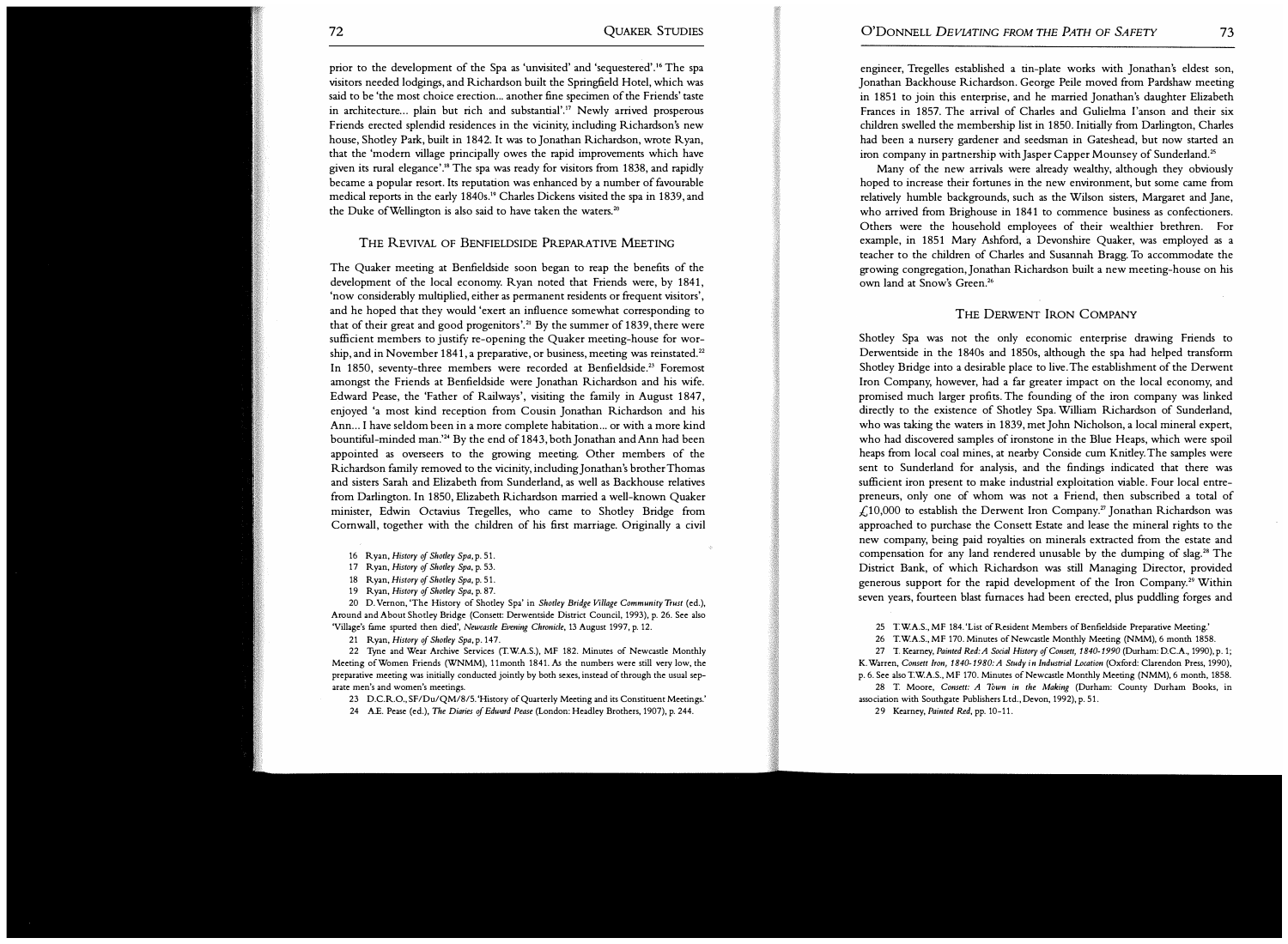prior to the development of the Spa as 'unvisited' and 'sequestered'.[16] The spa visitors needed lodgings, and Richardson built the Springfield Hotel, which was said to be 'the most choice erection... another fine specimen of the Friends' taste in architecture... plain but rich and substantial'.[17] Newly arrived prosperous Friends erected splendid residences in the vicinity, including Richardson's new house, Shotley Park, built in 1842. It was to Jonathan Richardson, wrote Ryan, that the 'modern village principally owes the rapid improvements which have given its rural elegance'.[18] The spa was ready for visitors from 1838, and rapidly became a popular resort. Its reputation was enhanced by a number of favourable medical reports in the early 1840s.[19] Charles Dickens visited the spa in 1839, and the Duke of Wellington is also said to have taken the waters.[20]

## The Revival of Benfieldside Preparative Meeting

The Quaker meeting at Benfieldside soon began to reap the benefits of the development of the local economy. Ryan noted that Friends were, by 1841, 'now considerably multiplied, either as permanent residents or frequent visitors', and he hoped that they would 'exert an influence somewhat corresponding to that of their great and good progenitors'.[21] By the summer of 1839, there were sufficient members to justify re-opening the Quaker meeting-house for worship, and in November 1841, a preparative, or business, meeting was reinstated.[22] In 1850, seventy-three members were recorded at Benfieldside.[23] Foremost amongst the Friends at Benfieldside were Jonathan Richardson and his wife. Edward Pease, the 'Father of Railways', visiting the family in August 1847, enjoyed 'a most kind reception from Cousin Jonathan Richardson and his Ann... I have seldom been in a more complete habitation... or with a more kind bountiful-minded man.'[24] By the end of 1843, both Jonathan and Ann had been appointed as overseers to the growing meeting. Other members of the Richardson family removed to the vicinity, including Jonathan's brother Thomas and sisters Sarah and Elizabeth from Sunderland, as well as Backhouse relatives from Darlington. In 1850, Elizabeth Richardson married a well-known Quaker minister, Edwin Octavius Tregelles, who came to Shotley Bridge from Cornwall, together with the children of his first marriage. Originally a civil engineer, Tregelles established a tin-plate works with Jonathan's eldest son, Jonathan Backhouse Richardson. George Peile moved from Pardshaw meeting in 1851 to join this enterprise, and he married Jonathan's daughter Elizabeth Frances in 1857. The arrival of Charles and Gulielma I'anson and their six children swelled the membership list in 1850. Initially from Darlington, Charles had been a nursery gardener and seedsman in Gateshead, but now started an iron company in partnership with Jasper Capper Mounsey of Sunderland.[25]

Many of the new arrivals were already wealthy, although they obviously hoped to increase their fortunes in the new environment, but some came from relatively humble backgrounds, such as the Wilson sisters, Margaret and Jane, who arrived from Brighouse in 1841 to commence business as confectioners. Others were the household employees of their wealthier brethren. For example, in 1851 Mary Ashford, a Devonshire Quaker, was employed as a teacher to the children of Charles and Susannah Bragg. To accommodate the growing congregation, Jonathan Richardson built a new meeting-house on his own land at Snow's Green.[26]

## The Derwent Iron Company

Shotley Spa was not the only economic enterprise drawing Friends to Derwentside in the 1840s and 1850s, although the spa had helped transform Shotley Bridge into a desirable place to live. The establishment of the Derwent Iron Company, however, had a far greater impact on the local economy, and promised much larger profits. The founding of the iron company was linked directly to the existence of Shotley Spa. William Richardson of Sunderland, who was taking the waters in 1839, met John Nicholson, a local mineral expert, who had discovered samples of ironstone in the Blue Heaps, which were spoil heaps from local coal mines, at nearby Conside cum Knitley. The samples were sent to Sunderland for analysis, and the findings indicated that there was sufficient iron present to make industrial exploitation viable. Four local entrepreneurs, only one of whom was not a Friend, then subscribed a total of £10,000 to establish the Derwent Iron Company.[27] Jonathan Richardson was approached to purchase the Consett Estate and lease the mineral rights to the new company, being paid royalties on minerals extracted from the estate and compensation for any land rendered unusable by the dumping of slag.[28] The District Bank, of which Richardson was still Managing Director, provided generous support for the rapid development of the Iron Company.[29] Within seven years, fourteen blast furnaces had been erected, plus puddling forges and

---

16 Ryan, *History of Shotley Spa*, p. 51.

17 Ryan, *History of Shotley Spa*, p. 53.

18 Ryan, *History of Shotley Spa*, p. 51.

19 Ryan, *History of Shotley Spa*, p. 87.

20 D. Vernon, 'The History of Shotley Spa' in *Shotley Bridge Village Community Trust* (ed.), Around and About Shotley Bridge (Consett: Derwentside District Council, 1993), p. 26. See also 'Village's fame spurted then died', *Newcastle Evening Chronicle*, 13 August 1997, p. 12.

21 Ryan, *History of Shotley Spa*, p. 147.

22 Tyne and Wear Archive Services (T.W.A.S.), MF 182. Minutes of Newcastle Monthly Meeting of Women Friends (WNMM), 11month 1841. As the numbers were still very low, the preparative meeting was initially conducted jointly by both sexes, instead of through the usual separate men's and women's meetings.

23 D.C.R.O., SF/Du/QM/8/5. 'History of Quarterly Meeting and its Constituent Meetings.'

24 A.E. Pease (ed.), *The Diaries of Edward Pease* (London: Headley Brothers, 1907), p. 244.

25 T.W.A.S., MF 184. 'List of Resident Members of Benfieldside Preparative Meeting.'

26 T.W.A.S., MF 170. Minutes of Newcastle Monthly Meeting (NMM), 6 month 1858.

27 T. Kearney, *Painted Red: A Social History of Consett, 1840-1990* (Durham: D.C.A., 1990), p. 1; K. Warren, *Consett Iron, 1840-1980: A Study in Industrial Location* (Oxford: Clarendon Press, 1990), p. 6. See also T.W.A.S., MF 170. Minutes of Newcastle Monthly Meeting (NMM), 6 month, 1858.

28 T. Moore, *Consett: A Town in the Making* (Durham: County Durham Books, in association with Southgate Publishers Ltd., Devon, 1992), p. 51.

29 Kearney, *Painted Red*, pp. 10-11.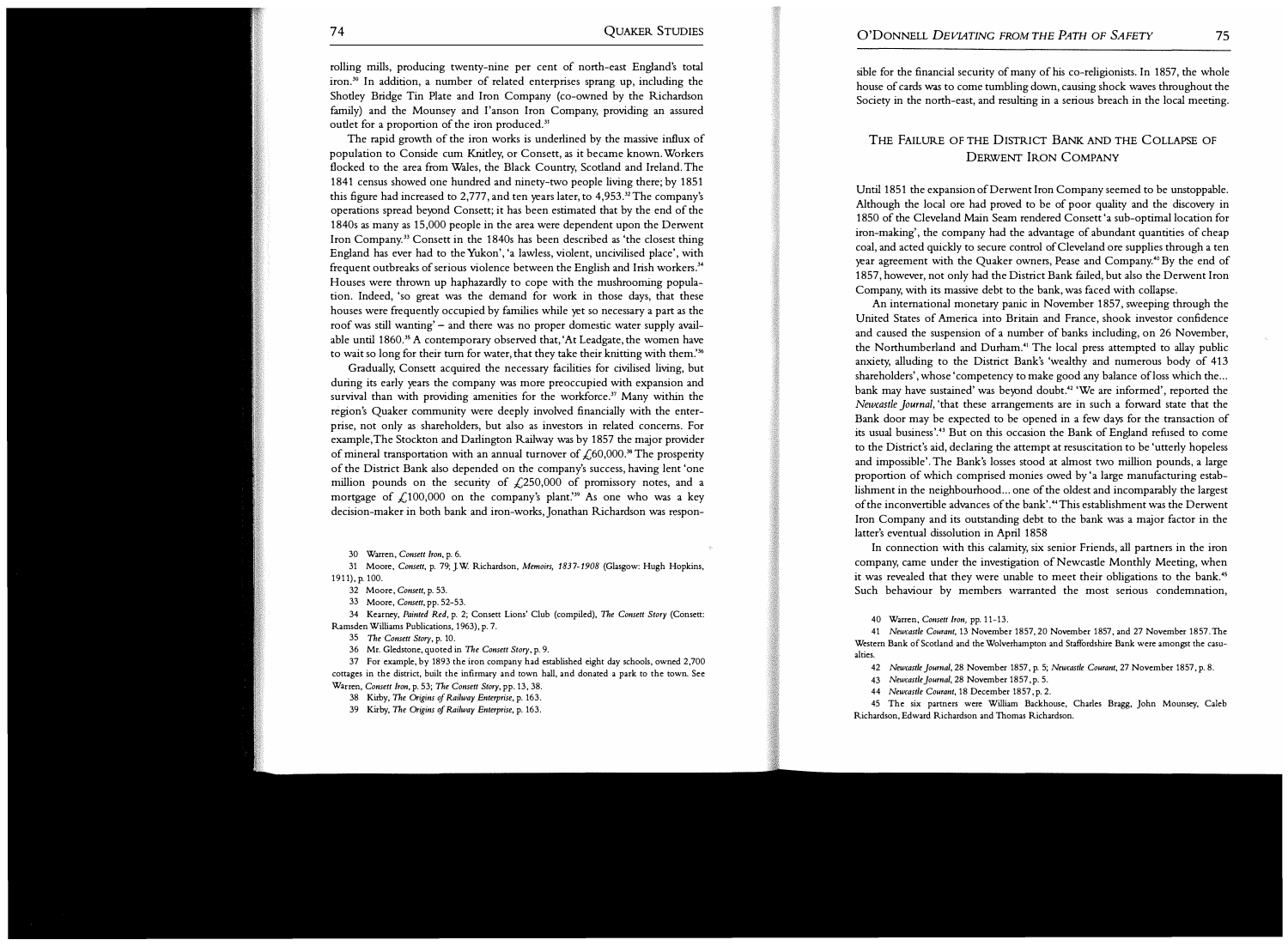rolling mills, producing twenty-nine per cent of north-east England's total iron.[30] In addition, a number of related enterprises sprang up, including the Shotley Bridge Tin Plate and Iron Company (co-owned by the Richardson family) and the Mounsey and I'anson Iron Company, providing an assured outlet for a proportion of the iron produced.[31]

The rapid growth of the iron works is underlined by the massive influx of population to Conside cum Knitley, or Consett, as it became known. Workers flocked to the area from Wales, the Black Country, Scotland and Ireland. The 1841 census showed one hundred and ninety-two people living there; by 1851 this figure had increased to 2,777, and ten years later, to 4,953.[32] The company's operations spread beyond Consett; it has been estimated that by the end of the 1840s as many as 15,000 people in the area were dependent upon the Derwent Iron Company.[33] Consett in the 1840s has been described as 'the closest thing England has ever had to the Yukon', 'a lawless, violent, uncivilised place', with frequent outbreaks of serious violence between the English and Irish workers.[34] Houses were thrown up haphazardly to cope with the mushrooming population. Indeed, 'so great was the demand for work in those days, that these houses were frequently occupied by families while yet so necessary a part as the roof was still wanting' – and there was no proper domestic water supply available until 1860.[35] A contemporary observed that, 'At Leadgate, the women have to wait so long for their turn for water, that they take their knitting with them.'[36]

Gradually, Consett acquired the necessary facilities for civilised living, but during its early years the company was more preoccupied with expansion and survival than with providing amenities for the workforce.[37] Many within the region's Quaker community were deeply involved financially with the enterprise, not only as shareholders, but also as investors in related concerns. For example, The Stockton and Darlington Railway was by 1857 the major provider of mineral transportation with an annual turnover of £60,000.[38] The prosperity of the District Bank also depended on the company's success, having lent 'one million pounds on the security of £250,000 of promissory notes, and a mortgage of £100,000 on the company's plant.'[39] As one who was a key decision-maker in both bank and iron-works, Jonathan Richardson was responsible for the financial security of many of his co-religionists. In 1857, the whole house of cards was to come tumbling down, causing shock waves throughout the Society in the north-east, and resulting in a serious breach in the local meeting.

## The Failure of the District Bank and the Collapse of Derwent Iron Company

Until 1851 the expansion of Derwent Iron Company seemed to be unstoppable. Although the local ore had proved to be of poor quality and the discovery in 1850 of the Cleveland Main Seam rendered Consett 'a sub-optimal location for iron-making', the company had the advantage of abundant quantities of cheap coal, and acted quickly to secure control of Cleveland ore supplies through a ten year agreement with the Quaker owners, Pease and Company.[40] By the end of 1857, however, not only had the District Bank failed, but also the Derwent Iron Company, with its massive debt to the bank, was faced with collapse.

An international monetary panic in November 1857, sweeping through the United States of America into Britain and France, shook investor confidence and caused the suspension of a number of banks including, on 26 November, the Northumberland and Durham.[41] The local press attempted to allay public anxiety, alluding to the District Bank's 'wealthy and numerous body of 413 shareholders', whose 'competency to make good any balance of loss which the... bank may have sustained' was beyond doubt.[42] 'We are informed', reported the *Newcastle Journal*, 'that these arrangements are in such a forward state that the Bank door may be expected to be opened in a few days for the transaction of its usual business'.[43] But on this occasion the Bank of England refused to come to the District's aid, declaring the attempt at resuscitation to be 'utterly hopeless and impossible'. The Bank's losses stood at almost two million pounds, a large proportion of which comprised monies owed by 'a large manufacturing establishment in the neighbourhood... one of the oldest and incomparably the largest of the inconvertible advances of the bank'.[44] This establishment was the Derwent Iron Company and its outstanding debt to the bank was a major factor in the latter's eventual dissolution in April 1858

In connection with this calamity, six senior Friends, all partners in the iron company, came under the investigation of Newcastle Monthly Meeting, when it was revealed that they were unable to meet their obligations to the bank.[45] Such behaviour by members warranted the most serious condemnation,

---

30 Warren, *Consett Iron*, p. 6.

31 Moore, *Consett*, p. 79; J.W. Richardson, *Memoirs, 1837-1908* (Glasgow: Hugh Hopkins, 1911), p. 100.

32 Moore, *Consett*, p. 53.

33 Moore, *Consett*, pp. 52-53.

34 Kearney, *Painted Red*, p. 2; Consett Lions' Club (compiled), *The Consett Story* (Consett: Ramsden Williams Publications, 1963), p. 7.

35 *The Consett Story*, p. 10.

36 Mr. Gledstone, quoted in *The Consett Story*, p. 9.

37 For example, by 1893 the iron company had established eight day schools, owned 2,700 cottages in the district, built the infirmary and town hall, and donated a park to the town. See Warren, *Consett Iron*, p. 53; *The Consett Story*, pp. 13, 38.

38 Kirby, *The Origins of Railway Enterprise*, p. 163.

39 Kirby, *The Origins of Railway Enterprise*, p. 163.

40 Warren, *Consett Iron*, pp. 11-13.

41 *Newcastle Courant*, 13 November 1857, 20 November 1857, and 27 November 1857. The Western Bank of Scotland and the Wolverhampton and Staffordshire Bank were amongst the casualties.

42 *Newcastle Journal*, 28 November 1857, p. 5; *Newcastle Courant*, 27 November 1857, p. 8.

43 *Newcastle Journal*, 28 November 1857, p. 5.

44 *Newcastle Courant*, 18 December 1857, p. 2.

45 The six partners were William Backhouse, Charles Bragg, John Mounsey, Caleb Richardson, Edward Richardson and Thomas Richardson.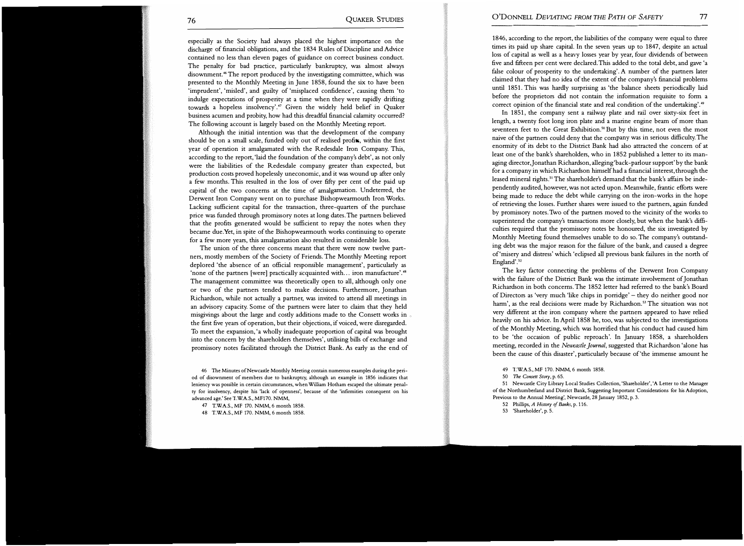especially as the Society had always placed the highest importance on the discharge of financial obligations, and the 1834 Rules of Discipline and Advice contained no less than eleven pages of guidance on correct business conduct. The penalty for bad practice, particularly bankruptcy, was almost always disownment.[46] The report produced by the investigating committee, which was presented to the Monthly Meeting in June 1858, found the six to have been 'imprudent', 'misled', and guilty of 'misplaced confidence', causing them 'to indulge expectations of prosperity at a time when they were rapidly drifting towards a hopeless insolvency'.[47] Given the widely held belief in Quaker business acumen and probity, how had this dreadful financial calamity occurred? The following account is largely based on the Monthly Meeting report.

Although the initial intention was that the development of the company should be on a small scale, funded only out of realised profits, within the first year of operation it amalgamated with the Redesdale Iron Company. This, according to the report, 'laid the foundation of the company's debt', as not only were the liabilities of the Redesdale company greater than expected, but production costs proved hopelessly uneconomic, and it was wound up after only a few months. This resulted in the loss of over fifty per cent of the paid up capital of the two concerns at the time of amalgamation. Undeterred, the Derwent Iron Company went on to purchase Bishopwearmouth Iron Works. Lacking sufficient capital for the transaction, three-quarters of the purchase price was funded through promissory notes at long dates. The partners believed that the profits generated would be sufficient to repay the notes when they became due. Yet, in spite of the Bishopwearmouth works continuing to operate for a few more years, this amalgamation also resulted in considerable loss.

The union of the three concerns meant that there were now twelve partners, mostly members of the Society of Friends. The Monthly Meeting report deplored 'the absence of an official responsible management', particularly as 'none of the partners [were] practically acquainted with... iron manufacture'.[48] The management committee was theoretically open to all, although only one or two of the partners tended to make decisions. Furthermore, Jonathan Richardson, while not actually a partner, was invited to attend all meetings in an advisory capacity. Some of the partners were later to claim that they held misgivings about the large and costly additions made to the Consett works in the first five years of operation, but their objections, if voiced, were disregarded. To meet the expansion, 'a wholly inadequate proportion of capital was brought into the concern by the shareholders themselves', utilising bills of exchange and promissory notes facilitated through the District Bank. As early as the end of 1846, according to the report, the liabilities of the company were equal to three times its paid up share capital. In the seven years up to 1847, despite an actual loss of capital as well as a heavy losses year by year, four dividends of between five and fifteen per cent were declared. This added to the total debt, and gave 'a false colour of prosperity to the undertaking'. A number of the partners later claimed that they had no idea of the extent of the company's financial problems until 1851. This was hardly surprising as 'the balance sheets periodically laid before the proprietors did not contain the information requisite to form a correct opinion of the financial state and real condition of the undertaking'.[49]

In 1851, the company sent a railway plate and rail over sixty-six feet in length, a twenty foot long iron plate and a marine engine beam of more than seventeen feet to the Great Exhibition.[50] But by this time, not even the most naive of the partners could deny that the company was in serious difficulty. The enormity of its debt to the District Bank had also attracted the concern of at least one of the bank's shareholders, who in 1852 published a letter to its managing director, Jonathan Richardson, alleging 'back-parlour support' by the bank for a company in which Richardson himself had a financial interest, through the leased mineral rights.[51] The shareholder's demand that the bank's affairs be independently audited, however, was not acted upon. Meanwhile, frantic efforts were being made to reduce the debt while carrying on the iron-works in the hope of retrieving the losses. Further shares were issued to the partners, again funded by promissory notes. Two of the partners moved to the vicinity of the works to superintend the company's transactions more closely, but when the bank's difficulties required that the promissory notes be honoured, the six investigated by Monthly Meeting found themselves unable to do so. The company's outstanding debt was the major reason for the failure of the bank, and caused a degree of 'misery and distress' which 'eclipsed all previous bank failures in the north of England'.[52]

The key factor connecting the problems of the Derwent Iron Company with the failure of the District Bank was the intimate involvement of Jonathan Richardson in both concerns. The 1852 letter had referred to the bank's Board of Directors as 'very much 'like chips in porridge' – they do neither good nor harm', as the real decisions were made by Richardson.[53] The situation was not very different at the iron company where the partners appeared to have relied heavily on his advice. In April 1858 he, too, was subjected to the investigations of the Monthly Meeting, which was horrified that his conduct had caused him to be 'the occasion of public reproach'. In January 1858, a shareholders meeting, recorded in the *Newcastle Journal*, suggested that Richardson 'alone has been the cause of this disaster', particularly because of 'the immense amount he

---

46 The Minutes of Newcastle Monthly Meeting contain numerous examples during the period of disownment of members due to bankruptcy, although an example in 1856 indicates that leniency was possible in certain circumstances, when William Hotham escaped the ultimate penalty for insolvency, despite his 'lack of openness', because of the 'infirmities consequent on his advanced age.' See T.W.A.S., MF170. NMM,

47 T.W.A.S., MF 170. NMM, 6 month 1858.

48 T.W.A.S., MF 170. NMM, 6 month 1858.

49 T.W.A.S., MF 170. NMM, 6 month 1858.

50 *The Consett Story*, p. 65.

51 Newcastle City Library Local Studies Collection, 'Shareholder', 'A Letter to the Manager of the Northumberland and District Bank, Suggesting Important Considerations for his Adoption, Previous to the Annual Meeting', Newcastle, 28 January 1852, p. 3.

52 Phillips, *A History of Banks*, p. 116.

53 'Shareholder', p. 5.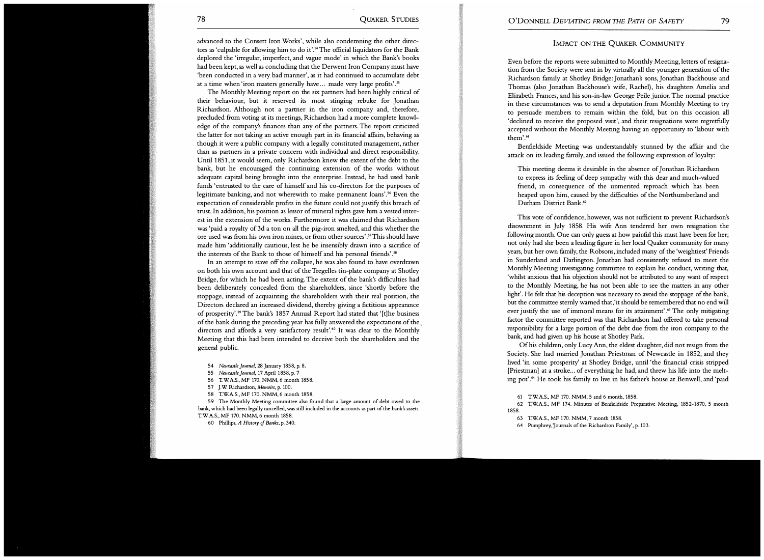advanced to the Consett Iron Works', while also condemning the other directors as 'culpable for allowing him to do it'.[54] The official liquidators for the Bank deplored the 'irregular, imperfect, and vague mode' in which the Bank's books had been kept, as well as concluding that the Derwent Iron Company must have 'been conducted in a very bad manner', as it had continued to accumulate debt at a time when 'iron masters generally have... made very large profits'.[55]

The Monthly Meeting report on the six partners had been highly critical of their behaviour, but it reserved its most stinging rebuke for Jonathan Richardson. Although not a partner in the iron company and, therefore, precluded from voting at its meetings, Richardson had a more complete knowledge of the company's finances than any of the partners. The report criticized the latter for not taking an active enough part in its financial affairs, behaving as though it were a public company with a legally constituted management, rather than as partners in a private concern with individual and direct responsibility. Until 1851, it would seem, only Richardson knew the extent of the debt to the bank, but he encouraged the continuing extension of the works without adequate capital being brought into the enterprise. Instead, he had used bank funds 'entrusted to the care of himself and his co-directors for the purposes of legitimate banking, and not wherewith to make permanent loans'.[56] Even the expectation of considerable profits in the future could not justify this breach of trust. In addition, his position as lessor of mineral rights gave him a vested interest in the extension of the works. Furthermore it was claimed that Richardson was 'paid a royalty of 3d a ton on all the pig-iron smelted, and this whether the ore used was from his own iron mines, or from other sources'.[57] This should have made him 'additionally cautious, lest he be insensibly drawn into a sacrifice of the interests of the Bank to those of himself and his personal friends'.[58]

In an attempt to stave off the collapse, he was also found to have overdrawn on both his own account and that of the Tregelles tin-plate company at Shotley Bridge, for which he had been acting. The extent of the bank's difficulties had been deliberately concealed from the shareholders, since 'shortly before the stoppage, instead of acquainting the shareholders with their real position, the Directors declared an increased dividend, thereby giving a fictitious appearance of prosperity'.[59] The bank's 1857 Annual Report had stated that '[t]he business of the bank during the preceding year has fully answered the expectations of the directors and affords a very satisfactory result'.[60] It was clear to the Monthly Meeting that this had been intended to deceive both the shareholders and the general public.

54 *Newcastle Journal*, 28 January 1858, p. 8.

55 *Newcastle Journal*, 17 April 1858, p. 7

56 T.W.A.S., MF 170. NMM, 6 month 1858.

57 J.W. Richardson, *Memoirs*, p. 100.

58 T.W.A.S., MF 170. NMM, 6 month 1858.

59 The Monthly Meeting committee also found that a large amount of debt owed to the bank, which had been legally cancelled, was still included in the accounts as part of the bank's assets. T.W.A.S., MF 170. NMM, 6 month 1858.

60 Phillips, *A History of Banks*, p. 340.

## Impact on the Quaker Community

Even before the reports were submitted to Monthly Meeting, letters of resignation from the Society were sent in by virtually all the younger generation of the Richardson family at Shotley Bridge: Jonathan's sons, Jonathan Backhouse and Thomas (also Jonathan Backhouse's wife, Rachel), his daughters Amelia and Elizabeth Frances, and his son-in-law George Peile junior. The normal practice in these circumstances was to send a deputation from Monthly Meeting to try to persuade members to remain within the fold, but on this occasion all 'declined to receive the proposed visit', and their resignations were regretfully accepted without the Monthly Meeting having an opportunity to 'labour with them'.[61]

Benfieldside Meeting was understandably stunned by the affair and the attack on its leading family, and issued the following expression of loyalty:

> This meeting deems it desirable in the absence of Jonathan Richardson to express its feeling of deep sympathy with this dear and much-valued friend, in consequence of the unmerited reproach which has been heaped upon him, caused by the difficulties of the Northumberland and Durham District Bank.[62]

This vote of confidence, however, was not sufficient to prevent Richardson's disownment in July 1858. His wife Ann tendered her own resignation the following month. One can only guess at how painful this must have been for her; not only had she been a leading figure in her local Quaker community for many years, but her own family, the Robsons, included many of the 'weightiest' Friends in Sunderland and Darlington. Jonathan had consistently refused to meet the Monthly Meeting investigating committee to explain his conduct, writing that, 'whilst anxious that his objection should not be attributed to any want of respect to the Monthly Meeting, he has not been able to see the matters in any other light'. He felt that his deception was necessary to avoid the stoppage of the bank, but the committee sternly warned that, 'it should be remembered that no end will ever justify the use of immoral means for its attainment'.[63] The only mitigating factor the committee reported was that Richardson had offered to take personal responsibility for a large portion of the debt due from the iron company to the bank, and had given up his house at Shotley Park.

Of his children, only Lucy Ann, the eldest daughter, did not resign from the Society. She had married Jonathan Priestman of Newcastle in 1852, and they lived 'in some prosperity' at Shotley Bridge, until 'the financial crisis stripped [Priestman] at a stroke... of everything he had, and threw his life into the melting pot'.[64] He took his family to live in his father's house at Benwell, and 'paid

61 T.W.A.S., MF 170. NMM, 5 and 6 month, 1858.

62 T.W.A.S., MF 174. Minutes of Benfieldside Preparative Meeting, 1852-1870, 5 month 1858.

63 T.W.A.S., MF 170. NMM, 7 month 1858.

64 Pumphrey, 'Journals of the Richardson Family', p. 103.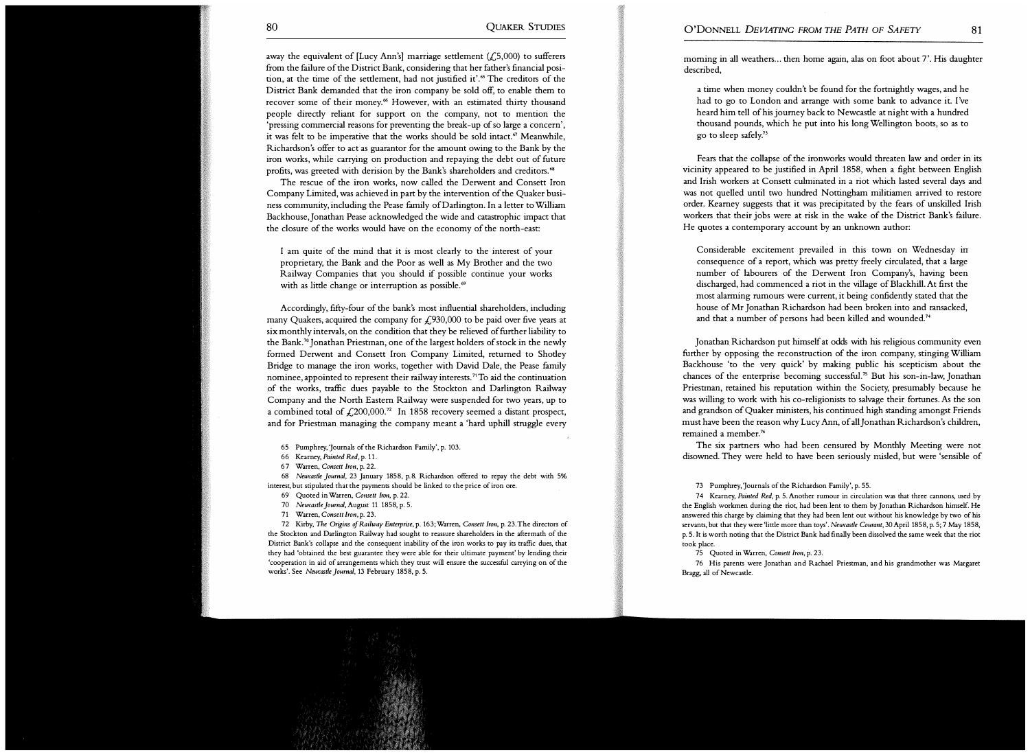away the equivalent of [Lucy Ann's] marriage settlement (£5,000) to sufferers from the failure of the District Bank, considering that her father's financial position, at the time of the settlement, had not justified it'.[65] The creditors of the District Bank demanded that the iron company be sold off, to enable them to recover some of their money.[66] However, with an estimated thirty thousand people directly reliant for support on the company, not to mention the 'pressing commercial reasons for preventing the break-up of so large a concern', it was felt to be imperative that the works should be sold intact.[67] Meanwhile, Richardson's offer to act as guarantor for the amount owing to the Bank by the iron works, while carrying on production and repaying the debt out of future profits, was greeted with derision by the Bank's shareholders and creditors.[68]

The rescue of the iron works, now called the Derwent and Consett Iron Company Limited, was achieved in part by the intervention of the Quaker business community, including the Pease family of Darlington. In a letter to William Backhouse, Jonathan Pease acknowledged the wide and catastrophic impact that the closure of the works would have on the economy of the north-east:

> I am quite of the mind that it is most clearly to the interest of your proprietary, the Bank and the Poor as well as My Brother and the two Railway Companies that you should if possible continue your works with as little change or interruption as possible.[69]

Accordingly, fifty-four of the bank's most influential shareholders, including many Quakers, acquired the company for £930,000 to be paid over five years at six monthly intervals, on the condition that they be relieved of further liability to the Bank.[70] Jonathan Priestman, one of the largest holders of stock in the newly formed Derwent and Consett Iron Company Limited, returned to Shotley Bridge to manage the iron works, together with David Dale, the Pease family nominee, appointed to represent their railway interests.[71] To aid the continuation of the works, traffic dues payable to the Stockton and Darlington Railway Company and the North Eastern Railway were suspended for two years, up to a combined total of £200,000.[72] In 1858 recovery seemed a distant prospect, and for Priestman managing the company meant a 'hard uphill struggle every morning in all weathers... then home again, alas on foot about 7'. His daughter described,

> a time when money couldn't be found for the fortnightly wages, and he had to go to London and arrange with some bank to advance it. I've heard him tell of his journey back to Newcastle at night with a hundred thousand pounds, which he put into his long Wellington boots, so as to go to sleep safely.[73]

Fears that the collapse of the ironworks would threaten law and order in its vicinity appeared to be justified in April 1858, when a fight between English and Irish workers at Consett culminated in a riot which lasted several days and was not quelled until two hundred Nottingham militiamen arrived to restore order. Kearney suggests that it was precipitated by the fears of unskilled Irish workers that their jobs were at risk in the wake of the District Bank's failure. He quotes a contemporary account by an unknown author:

> Considerable excitement prevailed in this town on Wednesday in consequence of a report, which was pretty freely circulated, that a large number of labourers of the Derwent Iron Company's, having been discharged, had commenced a riot in the village of Blackhill. At first the most alarming rumours were current, it being confidently stated that the house of Mr Jonathan Richardson had been broken into and ransacked, and that a number of persons had been killed and wounded.[74]

Jonathan Richardson put himself at odds with his religious community even further by opposing the reconstruction of the iron company, stinging William Backhouse 'to the very quick' by making public his scepticism about the chances of the enterprise becoming successful.[75] But his son-in-law, Jonathan Priestman, retained his reputation within the Society, presumably because he was willing to work with his co-religionists to salvage their fortunes. As the son and grandson of Quaker ministers, his continued high standing amongst Friends must have been the reason why Lucy Ann, of all Jonathan Richardson's children, remained a member.[76]

The six partners who had been censured by Monthly Meeting were not disowned. They were held to have been seriously misled, but were 'sensible of

---

65 Pumphrey, 'Journals of the Richardson Family', p. 103.

66 Kearney, *Painted Red*, p. 11.

67 Warren, *Consett Iron*, p. 22.

68 *Newcastle Journal*, 23 January 1858, p. 8. Richardson offered to repay the debt with 5% interest, but stipulated that the payments should be linked to the price of iron ore.

69 Quoted in Warren, *Consett Iron*, p. 22.

70 *Newcastle Journal*, August 11 1858, p. 5.

71 Warren, *Consett Iron*, p. 23.

72 Kirby, *The Origins of Railway Enterprise*, p. 163; Warren, *Consett Iron*, p. 23. The directors of the Stockton and Darlington Railway had sought to reassure shareholders in the aftermath of the District Bank's collapse and the consequent inability of the iron works to pay its traffic dues, that they had 'obtained the best guarantee they were able for their ultimate payment' by lending their 'cooperation in aid of arrangements which they trust will ensure the successful carrying on of the works'. See *Newcastle Journal*, 13 February 1858, p. 5.

73 Pumphrey, 'Journals of the Richardson Family', p. 55.

74 Kearney, *Painted Red*, p. 5. Another rumour in circulation was that three cannons, used by the English workmen during the riot, had been lent to them by Jonathan Richardson himself. He answered this charge by claiming that they had been lent out without his knowledge by two of his servants, but that they were 'little more than toys'. *Newcastle Courant*, 30 April 1858, p. 5; 7 May 1858, p. 5. It is worth noting that the District Bank had finally been dissolved the same week that the riot took place.

75 Quoted in Warren, *Consett Iron*, p. 23.

76 His parents were Jonathan and Rachael Priestman, and his grandmother was Margaret Bragg, all of Newcastle.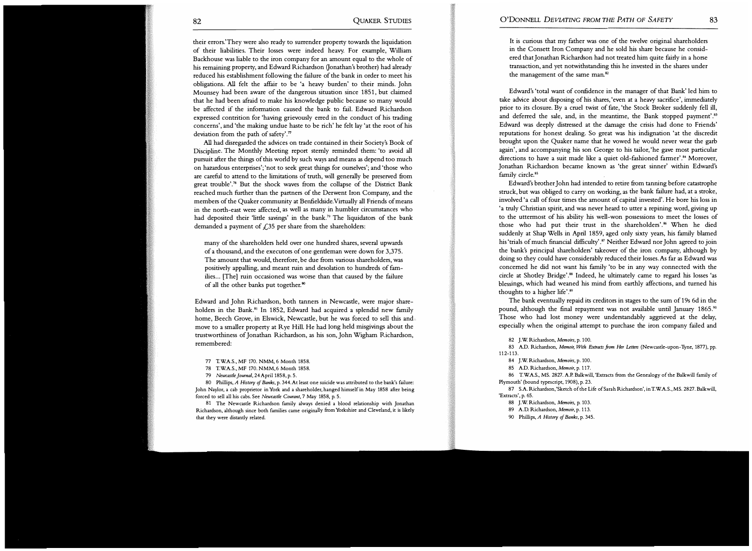their errors.' They were also ready to surrender property towards the liquidation of their liabilities. Their losses were indeed heavy. For example, William Backhouse was liable to the iron company for an amount equal to the whole of his remaining property, and Edward Richardson (Jonathan's brother) had already reduced his establishment following the failure of the bank in order to meet his obligations. All felt the affair to be 'a heavy burden' to their minds. John Mounsey had been aware of the dangerous situation since 1851, but claimed that he had been afraid to make his knowledge public because so many would be affected if the information caused the bank to fail. Edward Richardson expressed contrition for 'having grievously erred in the conduct of his trading concerns', and 'the making undue haste to be rich' he felt lay 'at the root of his deviation from the path of safety'.[77]

All had disregarded the advices on trade contained in their Society's Book of Discipline. The Monthly Meeting report sternly reminded them: 'to avoid all pursuit after the things of this world by such ways and means as depend too much on hazardous enterprises'; 'not to seek great things for ourselves'; and 'those who are careful to attend to the limitations of truth, will generally be preserved from great trouble'.[78] But the shock waves from the collapse of the District Bank reached much further than the partners of the Derwent Iron Company, and the members of the Quaker community at Benfieldside. Virtually all Friends of means in the north-east were affected, as well as many in humbler circumstances who had deposited their 'little savings' in the bank.[79] The liquidators of the bank demanded a payment of £35 per share from the shareholders:

> many of the shareholders held over one hundred shares, several upwards of a thousand, and the executors of one gentleman were down for 3,375. The amount that would, therefore, be due from various shareholders, was positively appalling, and meant ruin and desolation to hundreds of families... [The] ruin occasioned was worse than that caused by the failure of all the other banks put together.[80]

Edward and John Richardson, both tanners in Newcastle, were major shareholders in the Bank.[81] In 1852, Edward had acquired a splendid new family home, Beech Grove, in Elswick, Newcastle, but he was forced to sell this and move to a smaller property at Rye Hill. He had long held misgivings about the trustworthiness of Jonathan Richardson, as his son, John Wigham Richardson, remembered:

> It is curious that my father was one of the twelve original shareholders in the Consett Iron Company and he sold his share because he considered that Jonathan Richardson had not treated him quite fairly in a horse transaction, and yet notwithstanding this he invested in the shares under the management of the same man.[82]

Edward's 'total want of confidence in the manager of that Bank' led him to take advice about disposing of his shares, 'even at a heavy sacrifice', immediately prior to its closure. By a cruel twist of fate, 'the Stock Broker suddenly fell ill, and deferred the sale, and, in the meantime, the Bank stopped payment'.[83] Edward was deeply distressed at the damage the crisis had done to Friends' reputations for honest dealing. So great was his indignation 'at the discredit brought upon the Quaker name that he vowed he would never wear the garb again', and accompanying his son George to his tailor, 'he gave most particular directions to have a suit made like a quiet old-fashioned farmer'.[84] Moreover, Jonathan Richardson became known as 'the great sinner' within Edward's family circle.[85]

Edward's brother John had intended to retire from tanning before catastrophe struck, but was obliged to carry on working, as the bank failure had, at a stroke, involved 'a call of four times the amount of capital invested'. He bore his loss in 'a truly Christian spirit, and was never heard to utter a repining word, giving up to the uttermost of his ability his well-won possessions to meet the losses of those who had put their trust in the shareholders'.[86] When he died suddenly at Shap Wells in April 1859, aged only sixty years, his family blamed his 'trials of much financial difficulty'.[87] Neither Edward nor John agreed to join the bank's principal shareholders' takeover of the iron company, although by doing so they could have considerably reduced their losses. As far as Edward was concerned he did not want his family 'to be in any way connected with the circle at Shotley Bridge'.[88] Indeed, he ultimately came to regard his losses 'as blessings, which had weaned his mind from earthly affections, and turned his thoughts to a higher life'.[89]

The bank eventually repaid its creditors in stages to the sum of 19s 6d in the pound, although the final repayment was not available until January 1865.[90] Those who had lost money were understandably aggrieved at the delay, especially when the original attempt to purchase the iron company failed and

---

77 T.W.A.S., MF 170. NMM, 6 Month 1858.

78 T.W.A.S., MF 170. NMM, 6 Month 1858.

79 *Newcastle Journal*, 24 April 1858, p. 5.

80 Phillips, *A History of Banks*, p. 344. At least one suicide was attributed to the bank's failure: John Naylor, a cab proprietor in York and a shareholder, hanged himself in May 1858 after being forced to sell all his cabs. See *Newcastle Courant*, 7 May 1858, p. 5.

81 The Newcastle Richardson family always denied a blood relationship with Jonathan Richardson, although since both families came originally from Yorkshire and Cleveland, it is likely that they were distantly related.

82 J.W. Richardson, *Memoirs*, p. 100.

83 A.D. Richardson, *Memoir, With Extracts from Her Letters* (Newcastle-upon-Tyne, 1877), pp. 112-113.

84 J.W. Richardson, *Memoirs*, p. 100.

85 A.D. Richardson, *Memoir*, p. 117.

86 T.W.A.S., MS. 2827. A.P. Balkwill, 'Extracts from the Genealogy of the Balkwill family of Plymouth' (bound typescript, 1908), p. 23.

87 S.A. Richardson, 'Sketch of the Life of Sarah Richardson', in T.W.A.S., MS. 2827. Balkwill, 'Extracts', p. 65.

88 J.W. Richardson, *Memoirs*, p. 103.

89 A.D. Richardson, *Memoir*, p. 113.

90 Phillips, *A History of Banks*, p. 345.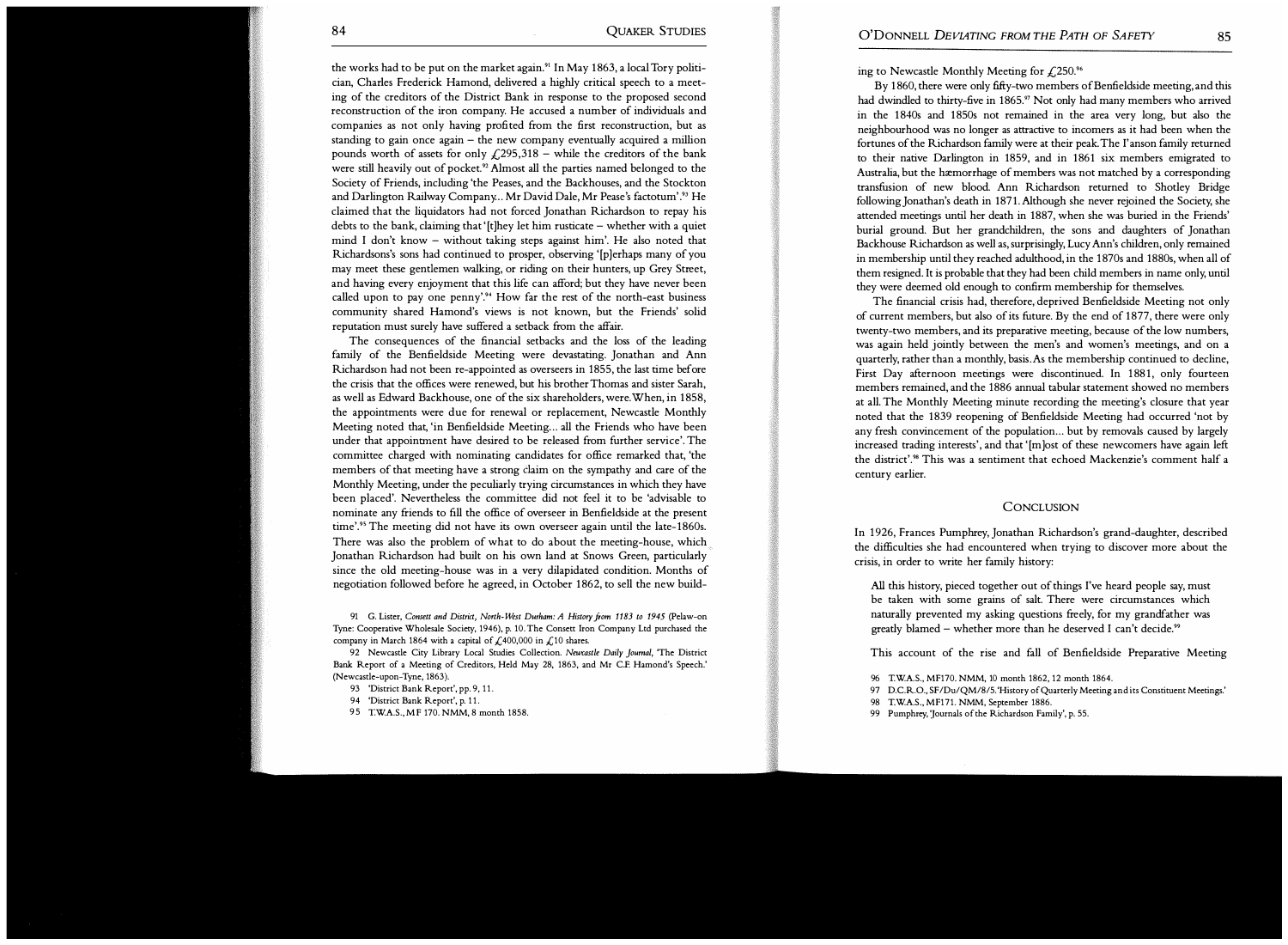the works had to be put on the market again.[91] In May 1863, a local Tory politician, Charles Frederick Hamond, delivered a highly critical speech to a meeting of the creditors of the District Bank in response to the proposed second reconstruction of the iron company. He accused a number of individuals and companies as not only having profited from the first reconstruction, but as standing to gain once again – the new company eventually acquired a million pounds worth of assets for only £295,318 – while the creditors of the bank were still heavily out of pocket.[92] Almost all the parties named belonged to the Society of Friends, including 'the Peases, and the Backhouses, and the Stockton and Darlington Railway Company... Mr David Dale, Mr Pease's factotum'.[93] He claimed that the liquidators had not forced Jonathan Richardson to repay his debts to the bank, claiming that '[t]hey let him rusticate – whether with a quiet mind I don't know – without taking steps against him'. He also noted that Richardsons's sons had continued to prosper, observing '[p]erhaps many of you may meet these gentlemen walking, or riding on their hunters, up Grey Street, and having every enjoyment that this life can afford; but they have never been called upon to pay one penny'.[94] How far the rest of the north-east business community shared Hamond's views is not known, but the Friends' solid reputation must surely have suffered a setback from the affair.

The consequences of the financial setbacks and the loss of the leading family of the Benfieldside Meeting were devastating. Jonathan and Ann Richardson had not been re-appointed as overseers in 1855, the last time before the crisis that the offices were renewed, but his brother Thomas and sister Sarah, as well as Edward Backhouse, one of the six shareholders, were. When, in 1858, the appointments were due for renewal or replacement, Newcastle Monthly Meeting noted that, 'in Benfieldside Meeting... all the Friends who have been under that appointment have desired to be released from further service'. The committee charged with nominating candidates for office remarked that, 'the members of that meeting have a strong claim on the sympathy and care of the Monthly Meeting, under the peculiarly trying circumstances in which they have been placed'. Nevertheless the committee did not feel it to be 'advisable to nominate any friends to fill the office of overseer in Benfieldside at the present time'.[95] The meeting did not have its own overseer again until the late-1860s. There was also the problem of what to do about the meeting-house, which Jonathan Richardson had built on his own land at Snows Green, particularly since the old meeting-house was in a very dilapidated condition. Months of negotiation followed before he agreed, in October 1862, to sell the new building to Newcastle Monthly Meeting for £250.[96]

By 1860, there were only fifty-two members of Benfieldside meeting, and this had dwindled to thirty-five in 1865.[97] Not only had many members who arrived in the 1840s and 1850s not remained in the area very long, but also the neighbourhood was no longer as attractive to incomers as it had been when the fortunes of the Richardson family were at their peak. The I'anson family returned to their native Darlington in 1859, and in 1861 six members emigrated to Australia, but the hæmorrhage of members was not matched by a corresponding transfusion of new blood. Ann Richardson returned to Shotley Bridge following Jonathan's death in 1871. Although she never rejoined the Society, she attended meetings until her death in 1887, when she was buried in the Friends' burial ground. But her grandchildren, the sons and daughters of Jonathan Backhouse Richardson as well as, surprisingly, Lucy Ann's children, only remained in membership until they reached adulthood, in the 1870s and 1880s, when all of them resigned. It is probable that they had been child members in name only, until they were deemed old enough to confirm membership for themselves.

The financial crisis had, therefore, deprived Benfieldside Meeting not only of current members, but also of its future. By the end of 1877, there were only twenty-two members, and its preparative meeting, because of the low numbers, was again held jointly between the men's and women's meetings, and on a quarterly, rather than a monthly, basis. As the membership continued to decline, First Day afternoon meetings were discontinued. In 1881, only fourteen members remained, and the 1886 annual tabular statement showed no members at all. The Monthly Meeting minute recording the meeting's closure that year noted that the 1839 reopening of Benfieldside Meeting had occurred 'not by any fresh convincement of the population... but by removals caused by largely increased trading interests', and that '[m]ost of these newcomers have again left the district'.[98] This was a sentiment that echoed Mackenzie's comment half a century earlier.

## Conclusion

In 1926, Frances Pumphrey, Jonathan Richardson's grand-daughter, described the difficulties she had encountered when trying to discover more about the crisis, in order to write her family history:

> All this history, pieced together out of things I've heard people say, must be taken with some grains of salt. There were circumstances which naturally prevented my asking questions freely, for my grandfather was greatly blamed – whether more than he deserved I can't decide.[99]

This account of the rise and fall of Benfieldside Preparative Meeting

---

91 G. Lister, *Consett and District, North-West Durham: A History from 1183 to 1945* (Pelaw-on Tyne: Cooperative Wholesale Society, 1946), p. 10. The Consett Iron Company Ltd purchased the company in March 1864 with a capital of £400,000 in £10 shares.

92 Newcastle City Library Local Studies Collection. *Newcastle Daily Journal*, 'The District Bank Report of a Meeting of Creditors, Held May 28, 1863, and Mr C.F. Hamond's Speech.' (Newcastle-upon-Tyne, 1863).

93 'District Bank Report', pp. 9, 11.

94 'District Bank Report', p. 11.

95 T.W.A.S., MF 170. NMM, 8 month 1858.

96 T.W.A.S., MF170. NMM, 10 month 1862, 12 month 1864.

97 D.C.R.O., SF/Du/QM/8/5. 'History of Quarterly Meeting and its Constituent Meetings.'

98 T.W.A.S., MF171. NMM, September 1886.

99 Pumphrey, 'Journals of the Richardson Family', p. 55.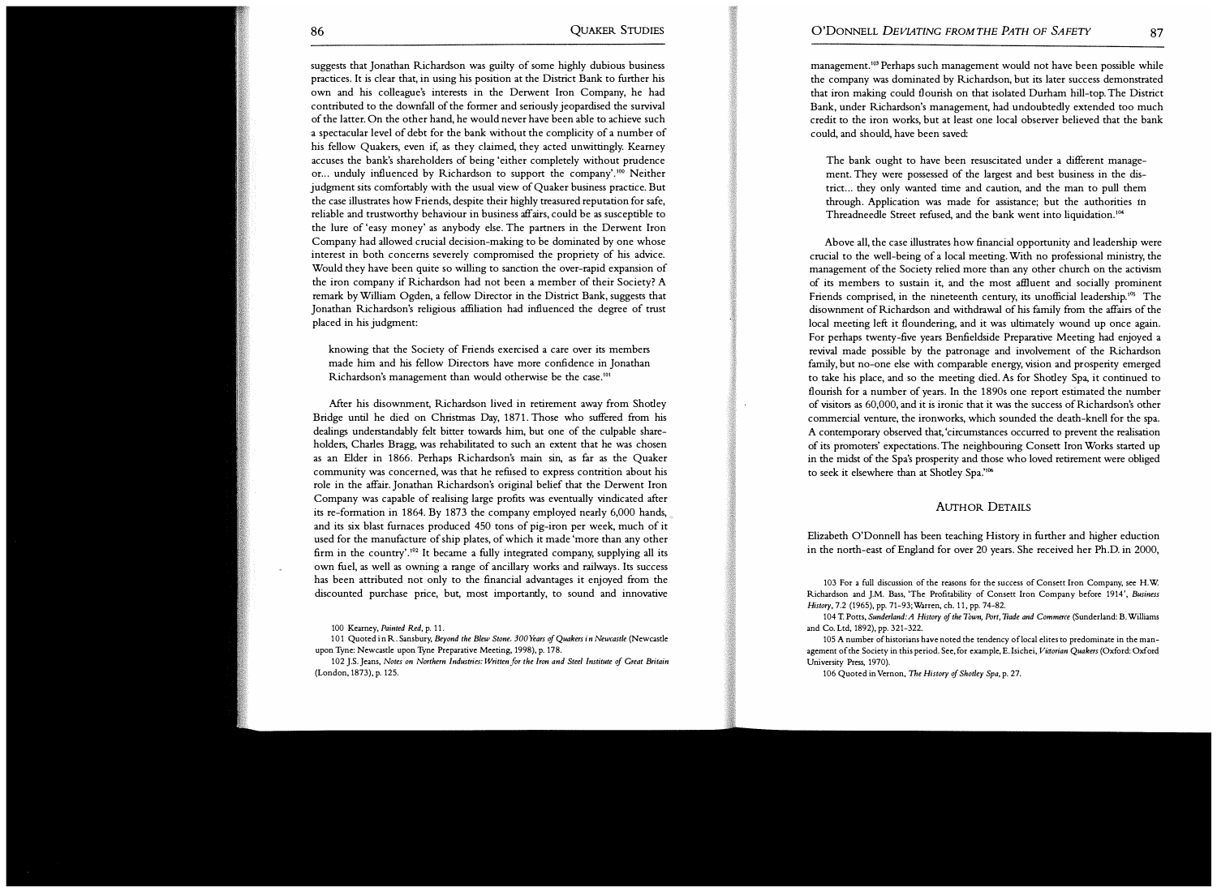suggests that Jonathan Richardson was guilty of some highly dubious business practices. It is clear that, in using his position at the District Bank to further his own and his colleague's interests in the Derwent Iron Company, he had contributed to the downfall of the former and seriously jeopardised the survival of the latter. On the other hand, he would never have been able to achieve such a spectacular level of debt for the bank without the complicity of a number of his fellow Quakers, even if, as they claimed, they acted unwittingly. Kearney accuses the bank's shareholders of being 'either completely without prudence or... unduly influenced by Richardson to support the company'.[100] Neither judgment sits comfortably with the usual view of Quaker business practice. But the case illustrates how Friends, despite their highly treasured reputation for safe, reliable and trustworthy behaviour in business affairs, could be as susceptible to the lure of 'easy money' as anybody else. The partners in the Derwent Iron Company had allowed crucial decision-making to be dominated by one whose interest in both concerns severely compromised the propriety of his advice. Would they have been quite so willing to sanction the over-rapid expansion of the iron company if Richardson had not been a member of their Society? A remark by William Ogden, a fellow Director in the District Bank, suggests that Jonathan Richardson's religious affiliation had influenced the degree of trust placed in his judgment:

> knowing that the Society of Friends exercised a care over its members made him and his fellow Directors have more confidence in Jonathan Richardson's management than would otherwise be the case.[101]

After his disownment, Richardson lived in retirement away from Shotley Bridge until he died on Christmas Day, 1871. Those who suffered from his dealings understandably felt bitter towards him, but one of the culpable shareholders, Charles Bragg, was rehabilitated to such an extent that he was chosen as an Elder in 1866. Perhaps Richardson's main sin, as far as the Quaker community was concerned, was that he refused to express contrition about his role in the affair. Jonathan Richardson's original belief that the Derwent Iron Company was capable of realising large profits was eventually vindicated after its re-formation in 1864. By 1873 the company employed nearly 6,000 hands, and its six blast furnaces produced 450 tons of pig-iron per week, much of it used for the manufacture of ship plates, of which it made 'more than any other firm in the country'.[102] It became a fully integrated company, supplying all its own fuel, as well as owning a range of ancillary works and railways. Its success has been attributed not only to the financial advantages it enjoyed from the discounted purchase price, but, most importantly, to sound and innovative management.[103] Perhaps such management would not have been possible while the company was dominated by Richardson, but its later success demonstrated that iron making could flourish on that isolated Durham hill-top. The District Bank, under Richardson's management, had undoubtedly extended too much credit to the iron works, but at least one local observer believed that the bank could, and should, have been saved:

> The bank ought to have been resuscitated under a different management. They were possessed of the largest and best business in the district... they only wanted time and caution, and the man to pull them through. Application was made for assistance; but the authorities in Threadneedle Street refused, and the bank went into liquidation.[104]

Above all, the case illustrates how financial opportunity and leadership were crucial to the well-being of a local meeting. With no professional ministry, the management of the Society relied more than any other church on the activism of its members to sustain it, and the most affluent and socially prominent Friends comprised, in the nineteenth century, its unofficial leadership.[105] The disownment of Richardson and withdrawal of his family from the affairs of the local meeting left it floundering, and it was ultimately wound up once again. For perhaps twenty-five years Benfieldside Preparative Meeting had enjoyed a revival made possible by the patronage and involvement of the Richardson family, but no-one else with comparable energy, vision and prosperity emerged to take his place, and so the meeting died. As for Shotley Spa, it continued to flourish for a number of years. In the 1890s one report estimated the number of visitors as 60,000, and it is ironic that it was the success of Richardson's other commercial venture, the ironworks, which sounded the death-knell for the spa. A contemporary observed that, 'circumstances occurred to prevent the realisation of its promoters' expectations. The neighbouring Consett Iron Works started up in the midst of the Spa's prosperity and those who loved retirement were obliged to seek it elsewhere than at Shotley Spa.'[106]

## Author Details

Elizabeth O'Donnell has been teaching History in further and higher eduction in the north-east of England for over 20 years. She received her Ph.D. in 2000,

---

100 Kearney, *Painted Red*, p. 11.

101 Quoted in R. Sansbury, *Beyond the Blew Stone. 300 Years of Quakers in Newcastle* (Newcastle upon Tyne: Newcastle upon Tyne Preparative Meeting, 1998), p. 178.

102 J.S. Jeans, *Notes on Northern Industries: Written for the Iron and Steel Institute of Great Britain* (London, 1873), p. 125.

103 For a full discussion of the reasons for the success of Consett Iron Company, see H.W. Richardson and J.M. Bass, 'The Profitability of Consett Iron Company before 1914', *Business History*, 7.2 (1965), pp. 71-93; Warren, ch. 11, pp. 74-82.

104 T. Potts, *Sunderland: A History of the Town, Port, Trade and Commerce* (Sunderland: B. Williams and Co. Ltd, 1892), pp. 321-322.

105 A number of historians have noted the tendency of local elites to predominate in the management of the Society in this period. See, for example, E. Isichei, *Victorian Quakers* (Oxford: Oxford University Press, 1970).

106 Quoted in Vernon, *The History of Shotley Spa*, p. 27.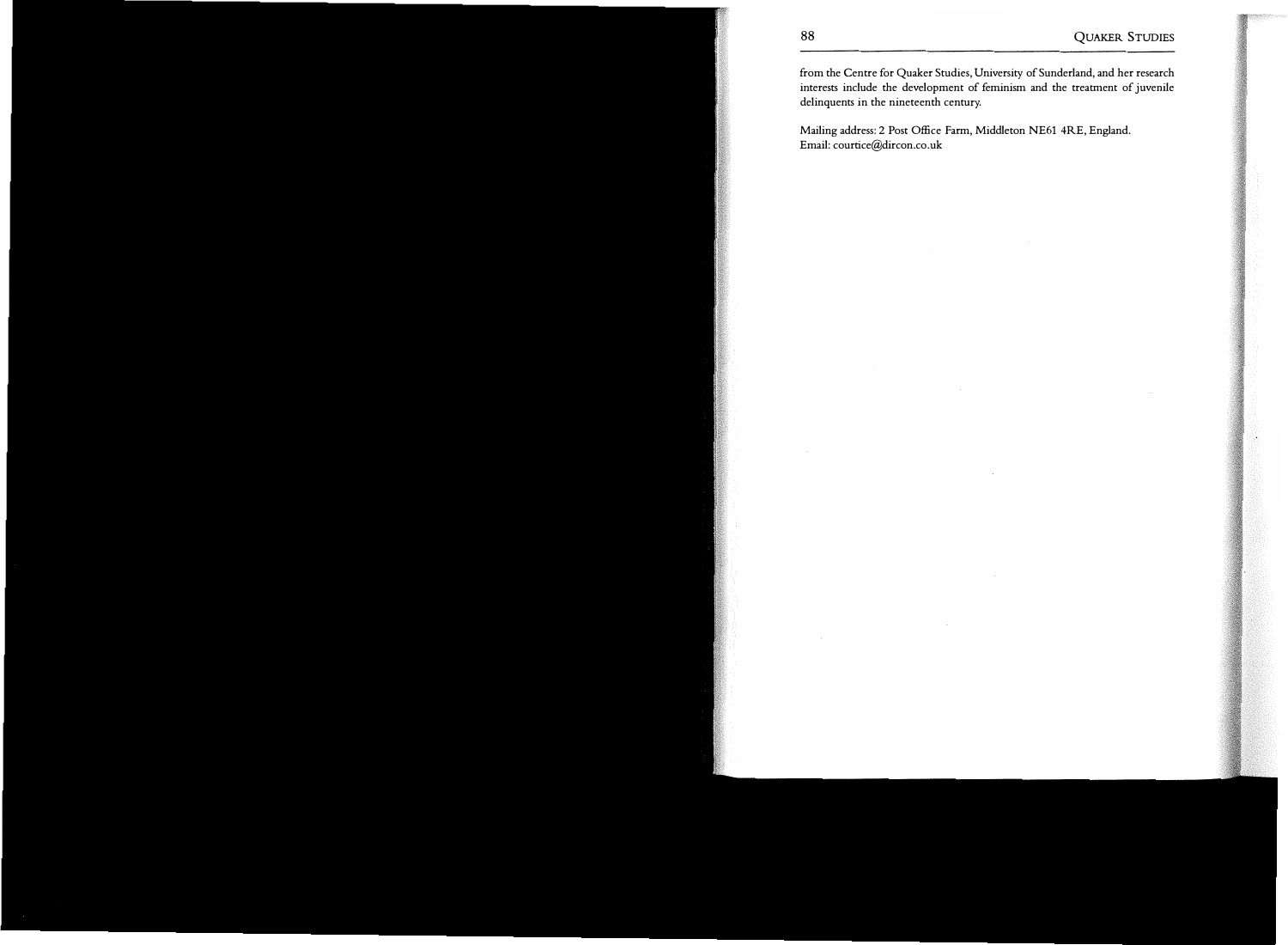from the Centre for Quaker Studies, University of Sunderland, and her research interests include the development of feminism and the treatment of juvenile delinquents in the nineteenth century.

Mailing address: 2 Post Office Farm, Middleton NE61 4RE, England.
Email: courtice@dircon.co.uk